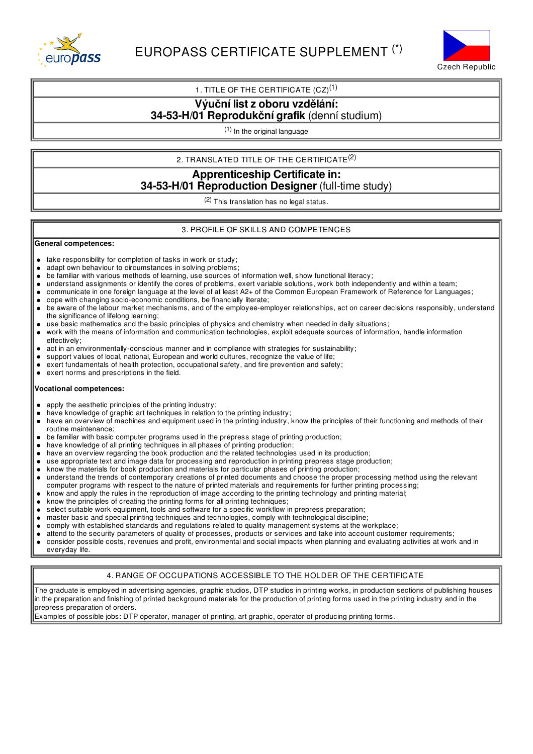# EUROPASS CERTIFICATE SUPPLEMENT (*)

Czech Republic

## 1. TITLE OF THE CERTIFICATE (CZ)[1]

**Výuční list z oboru vzdělání:**
**34-53-H/01 Reprodukční grafik** (denní studium)

[1] In the original language

## 2. TRANSLATED TITLE OF THE CERTIFICATE[2]

**Apprenticeship Certificate in:**
**34-53-H/01 Reproduction Designer** (full-time study)

[2] This translation has no legal status.

## 3. PROFILE OF SKILLS AND COMPETENCES

**General competences:**

- take responsibility for completion of tasks in work or study;
- adapt own behaviour to circumstances in solving problems;
- be familiar with various methods of learning, use sources of information well, show functional literacy;
- understand assignments or identify the cores of problems, exert variable solutions, work both independently and within a team;
- communicate in one foreign language at the level of at least A2+ of the Common European Framework of Reference for Languages;
- cope with changing socio-economic conditions, be financially literate;
- be aware of the labour market mechanisms, and of the employee-employer relationships, act on career decisions responsibly, understand the significance of lifelong learning;
- use basic mathematics and the basic principles of physics and chemistry when needed in daily situations;
- work with the means of information and communication technologies, exploit adequate sources of information, handle information effectively;
- act in an environmentally-conscious manner and in compliance with strategies for sustainability;
- support values of local, national, European and world cultures, recognize the value of life;
- exert fundamentals of health protection, occupational safety, and fire prevention and safety;
- exert norms and prescriptions in the field.

**Vocational competences:**

- apply the aesthetic principles of the printing industry;
- have knowledge of graphic art techniques in relation to the printing industry;
- have an overview of machines and equipment used in the printing industry, know the principles of their functioning and methods of their routine maintenance;
- be familiar with basic computer programs used in the prepress stage of printing production;
- have knowledge of all printing techniques in all phases of printing production;
- have an overview regarding the book production and the related technologies used in its production;
- use appropriate text and image data for processing and reproduction in printing prepress stage production;
- know the materials for book production and materials for particular phases of printing production;
- understand the trends of contemporary creations of printed documents and choose the proper processing method using the relevant computer programs with respect to the nature of printed materials and requirements for further printing processing;
- know and apply the rules in the reproduction of image according to the printing technology and printing material;
- know the principles of creating the printing forms for all printing techniques;
- select suitable work equipment, tools and software for a specific workflow in prepress preparation;
- master basic and special printing techniques and technologies, comply with technological discipline;
- comply with established standards and regulations related to quality management systems at the workplace;
- attend to the security parameters of quality of processes, products or services and take into account customer requirements;
- consider possible costs, revenues and profit, environmental and social impacts when planning and evaluating activities at work and in everyday life.

## 4. RANGE OF OCCUPATIONS ACCESSIBLE TO THE HOLDER OF THE CERTIFICATE

The graduate is employed in advertising agencies, graphic studios, DTP studios in printing works, in production sections of publishing houses in the preparation and finishing of printed background materials for the production of printing forms used in the printing industry and in the prepress preparation of orders.
Examples of possible jobs: DTP operator, manager of printing, art graphic, operator of producing printing forms.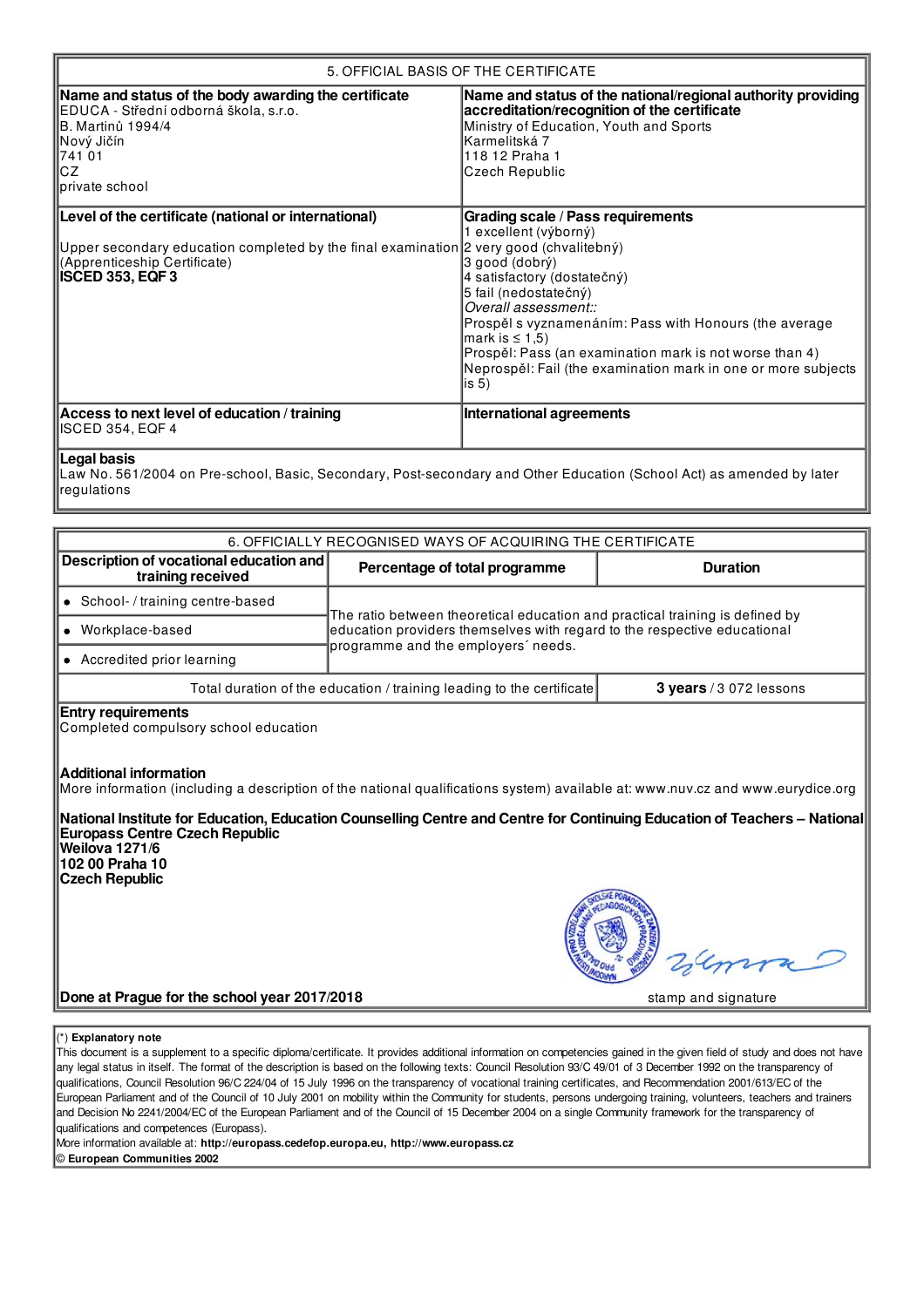## 5. OFFICIAL BASIS OF THE CERTIFICATE

| | |
|---|---|
| **Name and status of the body awarding the certificate**<br>EDUCA - Střední odborná škola, s.r.o.<br>B. Martinů 1994/4<br>Nový Jičín<br>741 01<br>CZ<br>private school | **Name and status of the national/regional authority providing accreditation/recognition of the certificate**<br>Ministry of Education, Youth and Sports<br>Karmelitská 7<br>118 12 Praha 1<br>Czech Republic |
| **Level of the certificate (national or international)**<br><br>Upper secondary education completed by the final examination (Apprenticeship Certificate)<br>**ISCED 353, EQF 3** | **Grading scale / Pass requirements**<br>1 excellent (výborný)<br>2 very good (chvalitebný)<br>3 good (dobrý)<br>4 satisfactory (dostatečný)<br>5 fail (nedostatečný)<br>*Overall assessment::*<br>Prospěl s vyznamenáním: Pass with Honours (the average mark is ≤ 1,5)<br>Prospěl: Pass (an examination mark is not worse than 4)<br>Neprospěl: Fail (the examination mark in one or more subjects is 5) |
| **Access to next level of education / training**<br>ISCED 354, EQF 4 | **International agreements** |

**Legal basis**
Law No. 561/2004 on Pre-school, Basic, Secondary, Post-secondary and Other Education (School Act) as amended by later regulations

## 6. OFFICIALLY RECOGNISED WAYS OF ACQUIRING THE CERTIFICATE

| Description of vocational education and training received | Percentage of total programme | Duration |
|---|---|---|
| • School- / training centre-based | The ratio between theoretical education and practical training is defined by education providers themselves with regard to the respective educational programme and the employers´ needs. | |
| • Workplace-based | | |
| • Accredited prior learning | | |
| Total duration of the education / training leading to the certificate | | **3 years** / 3 072 lessons |

**Entry requirements**
Completed compulsory school education

**Additional information**
More information (including a description of the national qualifications system) available at: www.nuv.cz and www.eurydice.org

**National Institute for Education, Education Counselling Centre and Centre for Continuing Education of Teachers – National Europass Centre Czech Republic**
**Weilova 1271/6**
**102 00 Praha 10**
**Czech Republic**

**Done at Prague for the school year 2017/2018**

stamp and signature

(*) **Explanatory note**
This document is a supplement to a specific diploma/certificate. It provides additional information on competencies gained in the given field of study and does not have any legal status in itself. The format of the description is based on the following texts: Council Resolution 93/C 49/01 of 3 December 1992 on the transparency of qualifications, Council Resolution 96/C 224/04 of 15 July 1996 on the transparency of vocational training certificates, and Recommendation 2001/613/EC of the European Parliament and of the Council of 10 July 2001 on mobility within the Community for students, persons undergoing training, volunteers, teachers and trainers and Decision No 2241/2004/EC of the European Parliament and of the Council of 15 December 2004 on a single Community framework for the transparency of qualifications and competences (Europass).
More information available at: **http://europass.cedefop.europa.eu, http://www.europass.cz**
**© European Communities 2002**